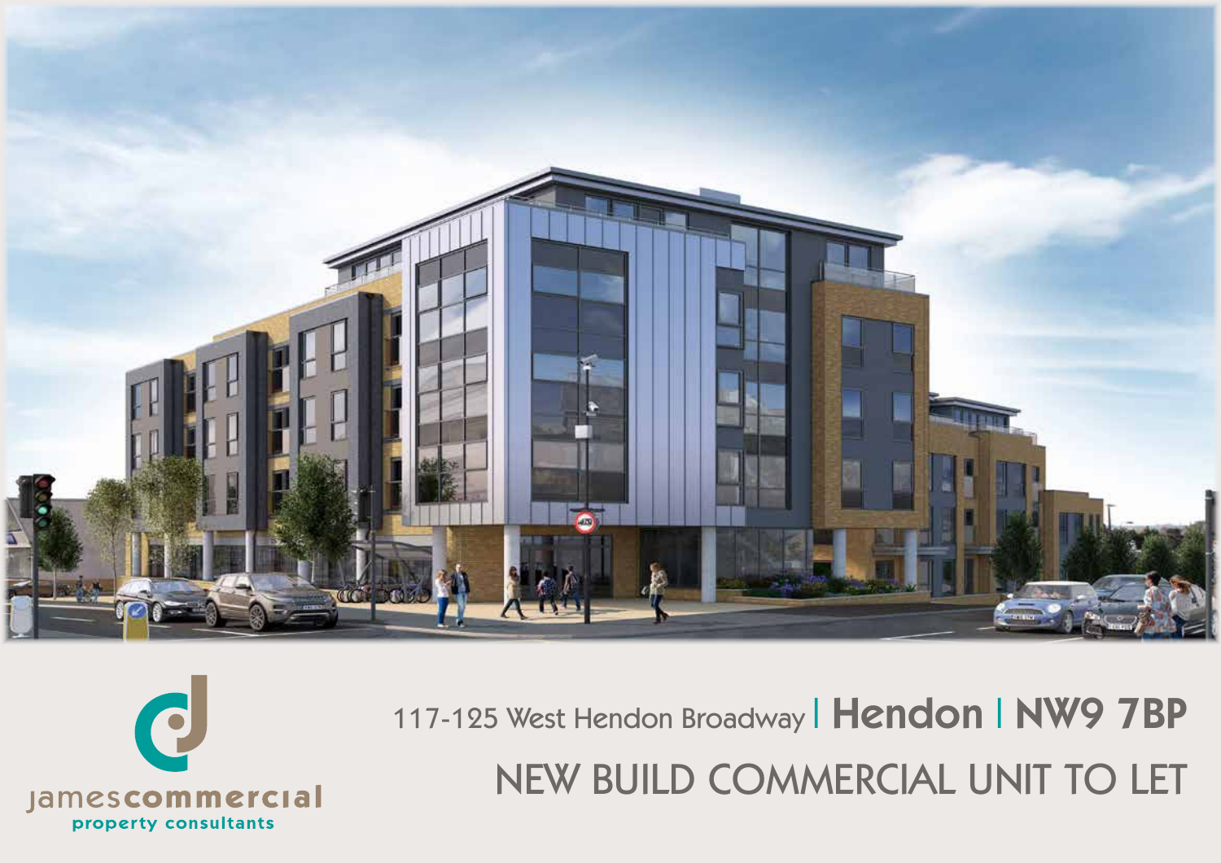jamescommercial
property consultants

# 117-125 West Hendon Broadway | Hendon | NW9 7BP

## NEW BUILD COMMERCIAL UNIT TO LET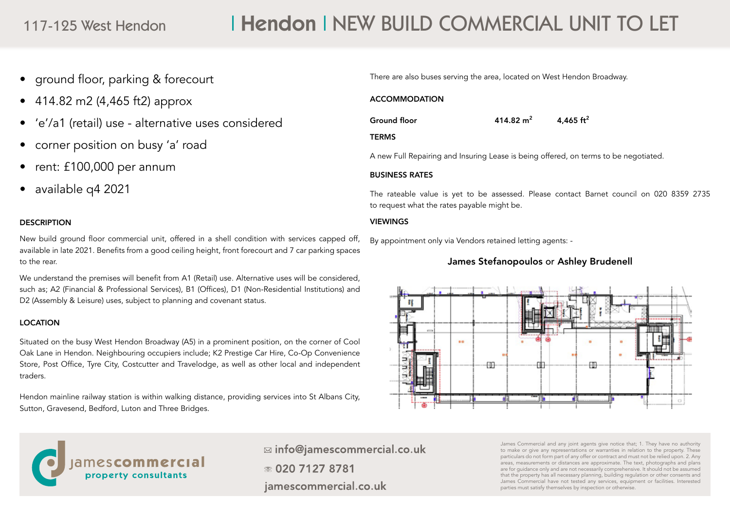117-125 West Hendon

# | Hendon | NEW BUILD COMMERCIAL UNIT TO LET

- ground floor, parking & forecourt
- 414.82 m2 (4,465 ft2) approx
- 'e'/a1 (retail) use - alternative uses considered
- corner position on busy 'a' road
- rent: £100,000 per annum
- available q4 2021

## DESCRIPTION

New build ground floor commercial unit, offered in a shell condition with services capped off, available in late 2021. Benefits from a good ceiling height, front forecourt and 7 car parking spaces to the rear.

We understand the premises will benefit from A1 (Retail) use. Alternative uses will be considered, such as; A2 (Financial & Professional Services), B1 (Offices), D1 (Non-Residential Institutions) and D2 (Assembly & Leisure) uses, subject to planning and covenant status.

## LOCATION

Situated on the busy West Hendon Broadway (A5) in a prominent position, on the corner of Cool Oak Lane in Hendon. Neighbouring occupiers include; K2 Prestige Car Hire, Co-Op Convenience Store, Post Office, Tyre City, Costcutter and Travelodge, as well as other local and independent traders.

Hendon mainline railway station is within walking distance, providing services into St Albans City, Sutton, Gravesend, Bedford, Luton and Three Bridges.

There are also buses serving the area, located on West Hendon Broadway.

## ACCOMMODATION

| | | |
|---|---|---|
| Ground floor | 414.82 m$^2$ | 4,465 ft$^2$ |

## TERMS

A new Full Repairing and Insuring Lease is being offered, on terms to be negotiated.

## BUSINESS RATES

The rateable value is yet to be assessed. Please contact Barnet council on 020 8359 2735 to request what the rates payable might be.

## VIEWINGS

By appointment only via Vendors retained letting agents: -

**James Stefanopoulos** or **Ashley Brudenell**

jamescommercial property consultants

info@jamescommercial.co.uk

020 7127 8781

jamescommercial.co.uk

James Commercial and any joint agents give notice that; 1. They have no authority to make or give any representations or warranties in relation to the property. These particulars do not form part of any offer or contract and must not be relied upon. 2. Any areas, measurements or distances are approximate. The text, photographs and plans are for guidance only and are not necessarily comprehensive. It should not be assumed that the property has all necessary planning, building regulation or other consents and James Commercial have not tested any services, equipment or facilities. Interested parties must satisfy themselves by inspection or otherwise.